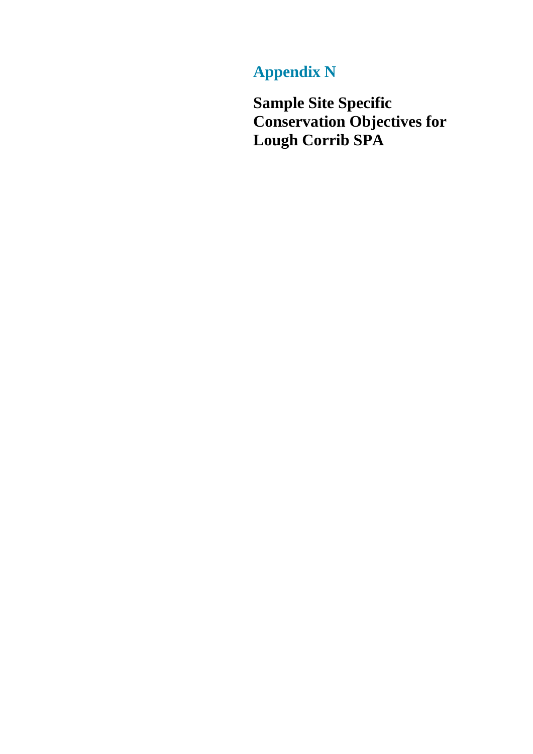# Appendix N

## Sample Site Specific Conservation Objectives for Lough Corrib SPA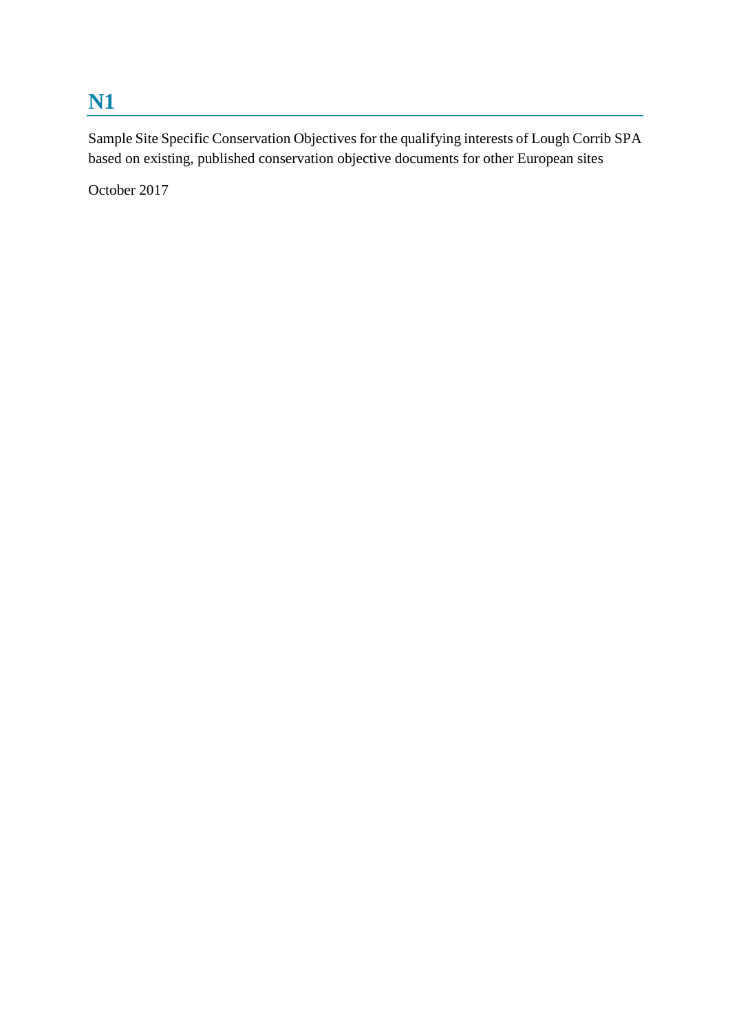# N1

Sample Site Specific Conservation Objectives for the qualifying interests of Lough Corrib SPA based on existing, published conservation objective documents for other European sites

October 2017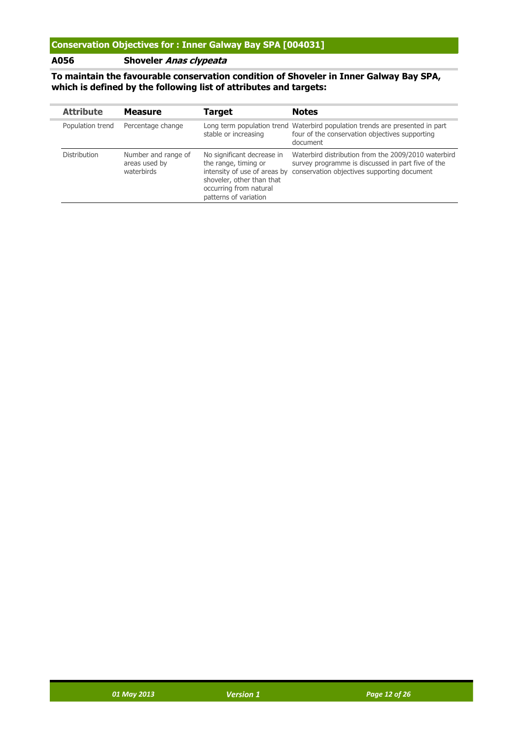## Conservation Objectives for : Inner Galway Bay SPA [004031]

### A056 Shoveler *Anas clypeata*

**To maintain the favourable conservation condition of Shoveler in Inner Galway Bay SPA, which is defined by the following list of attributes and targets:**

| Attribute | Measure | Target | Notes |
|---|---|---|---|
| Population trend | Percentage change | Long term population trend stable or increasing | Waterbird population trends are presented in part four of the conservation objectives supporting document |
| Distribution | Number and range of areas used by waterbirds | No significant decrease in the range, timing or intensity of use of areas by shoveler, other than that occurring from natural patterns of variation | Waterbird distribution from the 2009/2010 waterbird survey programme is discussed in part five of the conservation objectives supporting document |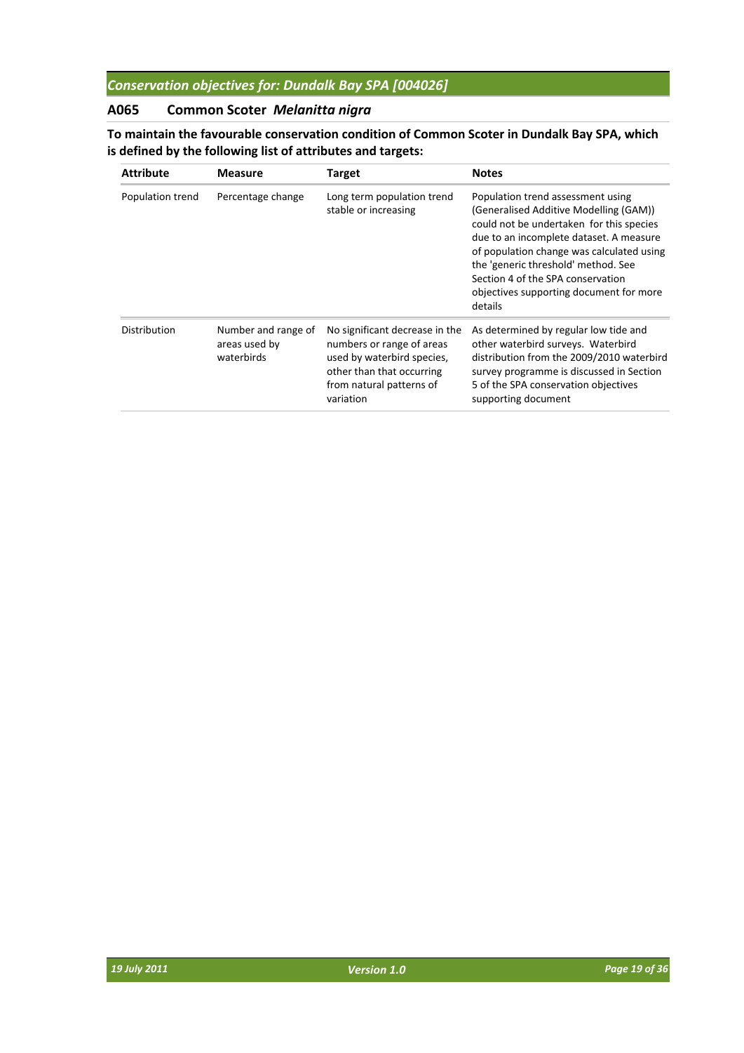## *Conservation objectives for: Dundalk Bay SPA [004026]*

### A065 Common Scoter *Melanitta nigra*

**To maintain the favourable conservation condition of Common Scoter in Dundalk Bay SPA, which is defined by the following list of attributes and targets:**

| Attribute | Measure | Target | Notes |
|---|---|---|---|
| Population trend | Percentage change | Long term population trend stable or increasing | Population trend assessment using (Generalised Additive Modelling (GAM)) could not be undertaken for this species due to an incomplete dataset. A measure of population change was calculated using the 'generic threshold' method. See Section 4 of the SPA conservation objectives supporting document for more details |
| Distribution | Number and range of areas used by waterbirds | No significant decrease in the numbers or range of areas used by waterbird species, other than that occurring from natural patterns of variation | As determined by regular low tide and other waterbird surveys. Waterbird distribution from the 2009/2010 waterbird survey programme is discussed in Section 5 of the SPA conservation objectives supporting document |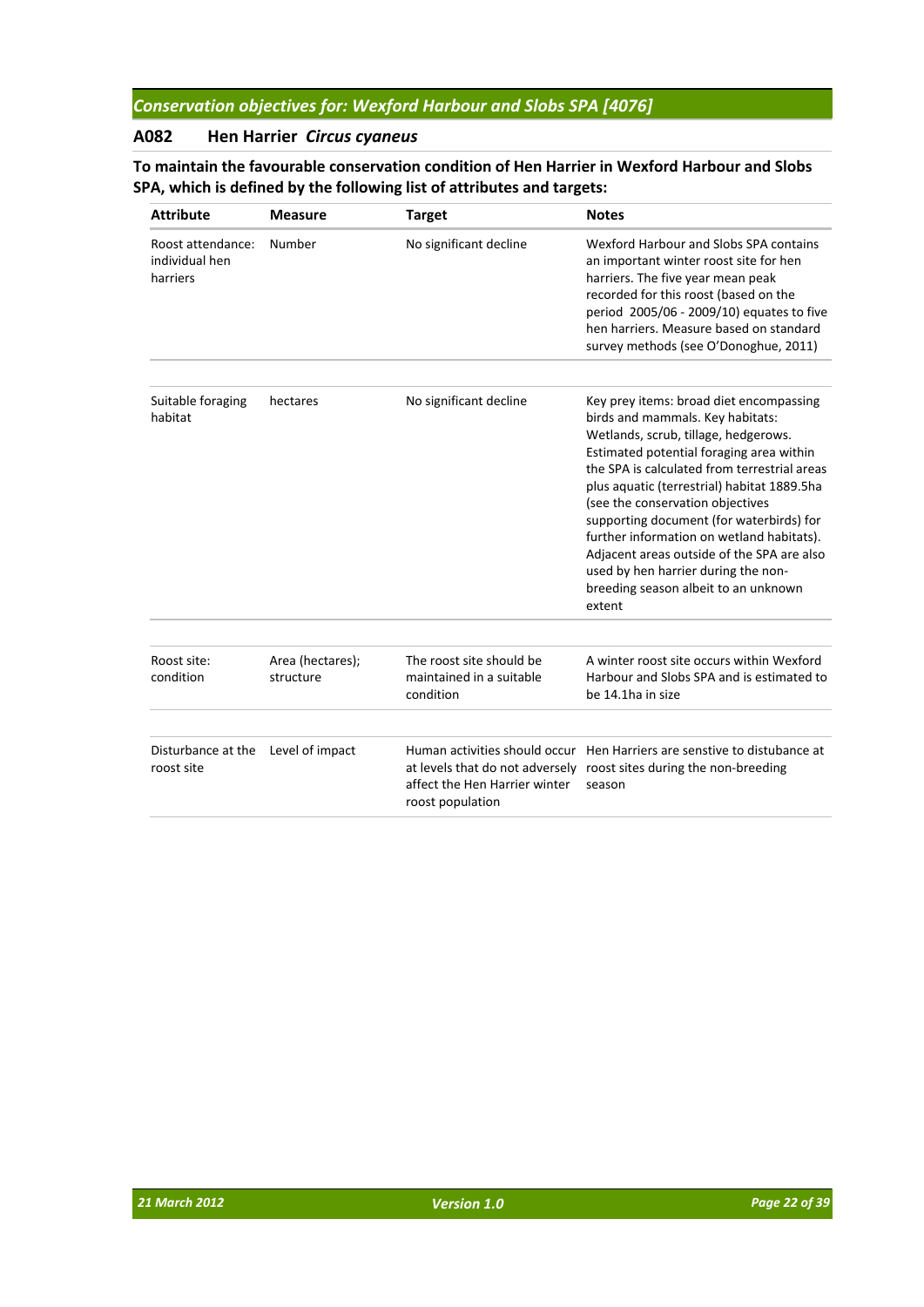## *Conservation objectives for: Wexford Harbour and Slobs SPA [4076]*

### A082 Hen Harrier *Circus cyaneus*

**To maintain the favourable conservation condition of Hen Harrier in Wexford Harbour and Slobs SPA, which is defined by the following list of attributes and targets:**

| Attribute | Measure | Target | Notes |
|---|---|---|---|
| Roost attendance: individual hen harriers | Number | No significant decline | Wexford Harbour and Slobs SPA contains an important winter roost site for hen harriers. The five year mean peak recorded for this roost (based on the period 2005/06 - 2009/10) equates to five hen harriers. Measure based on standard survey methods (see O'Donoghue, 2011) |
| Suitable foraging habitat | hectares | No significant decline | Key prey items: broad diet encompassing birds and mammals. Key habitats: Wetlands, scrub, tillage, hedgerows. Estimated potential foraging area within the SPA is calculated from terrestrial areas plus aquatic (terrestrial) habitat 1889.5ha (see the conservation objectives supporting document (for waterbirds) for further information on wetland habitats). Adjacent areas outside of the SPA are also used by hen harrier during the non-breeding season albeit to an unknown extent |
| Roost site: condition | Area (hectares); structure | The roost site should be maintained in a suitable condition | A winter roost site occurs within Wexford Harbour and Slobs SPA and is estimated to be 14.1ha in size |
| Disturbance at the roost site | Level of impact | Human activities should occur at levels that do not adversely affect the Hen Harrier winter roost population | Hen Harriers are senstive to distubance at roost sites during the non-breeding season |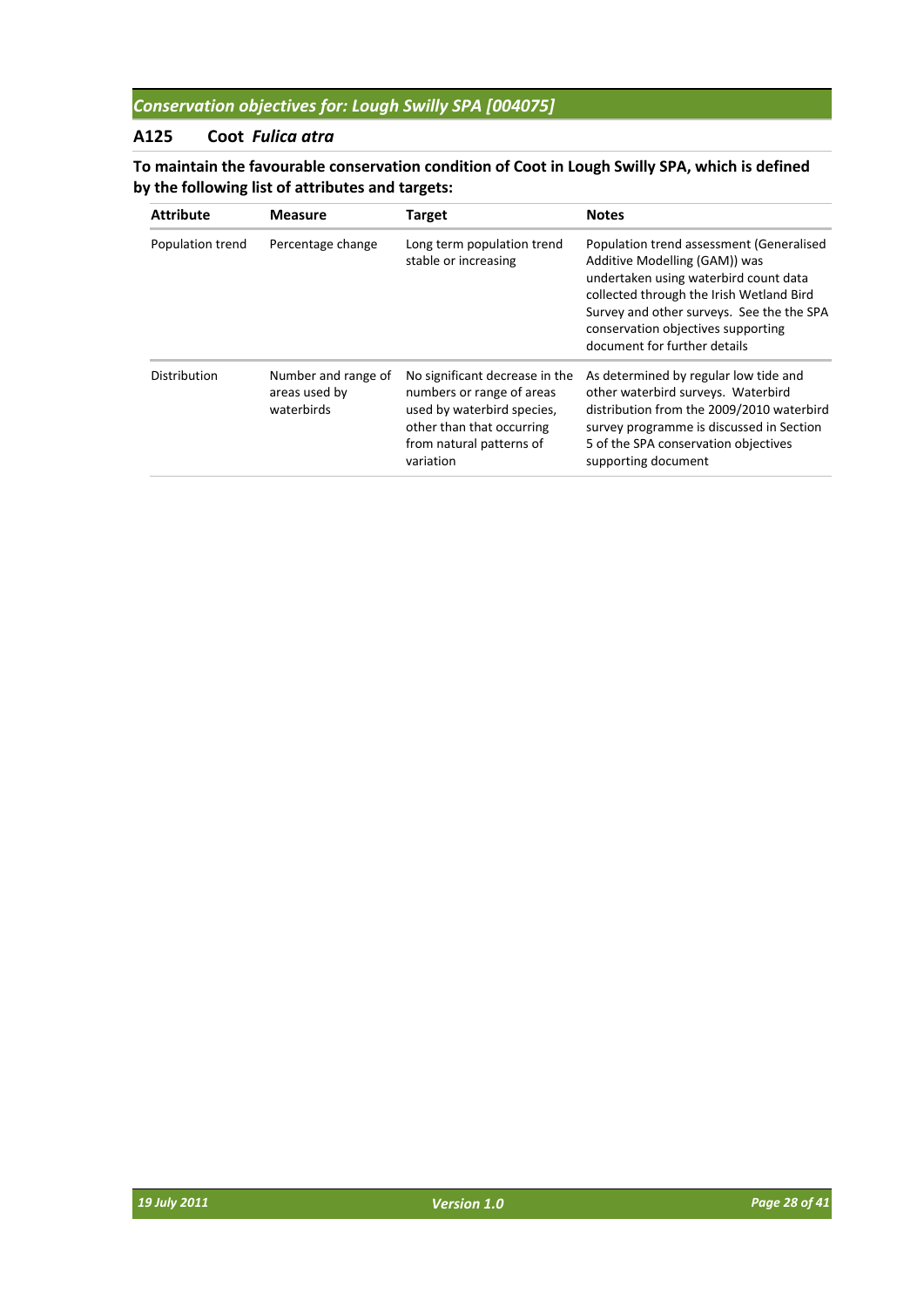## Conservation objectives for: Lough Swilly SPA [004075]

### A125 Coot *Fulica atra*

**To maintain the favourable conservation condition of Coot in Lough Swilly SPA, which is defined by the following list of attributes and targets:**

| Attribute | Measure | Target | Notes |
|---|---|---|---|
| Population trend | Percentage change | Long term population trend stable or increasing | Population trend assessment (Generalised Additive Modelling (GAM)) was undertaken using waterbird count data collected through the Irish Wetland Bird Survey and other surveys. See the the SPA conservation objectives supporting document for further details |
| Distribution | Number and range of areas used by waterbirds | No significant decrease in the numbers or range of areas used by waterbird species, other than that occurring from natural patterns of variation | As determined by regular low tide and other waterbird surveys. Waterbird distribution from the 2009/2010 waterbird survey programme is discussed in Section 5 of the SPA conservation objectives supporting document |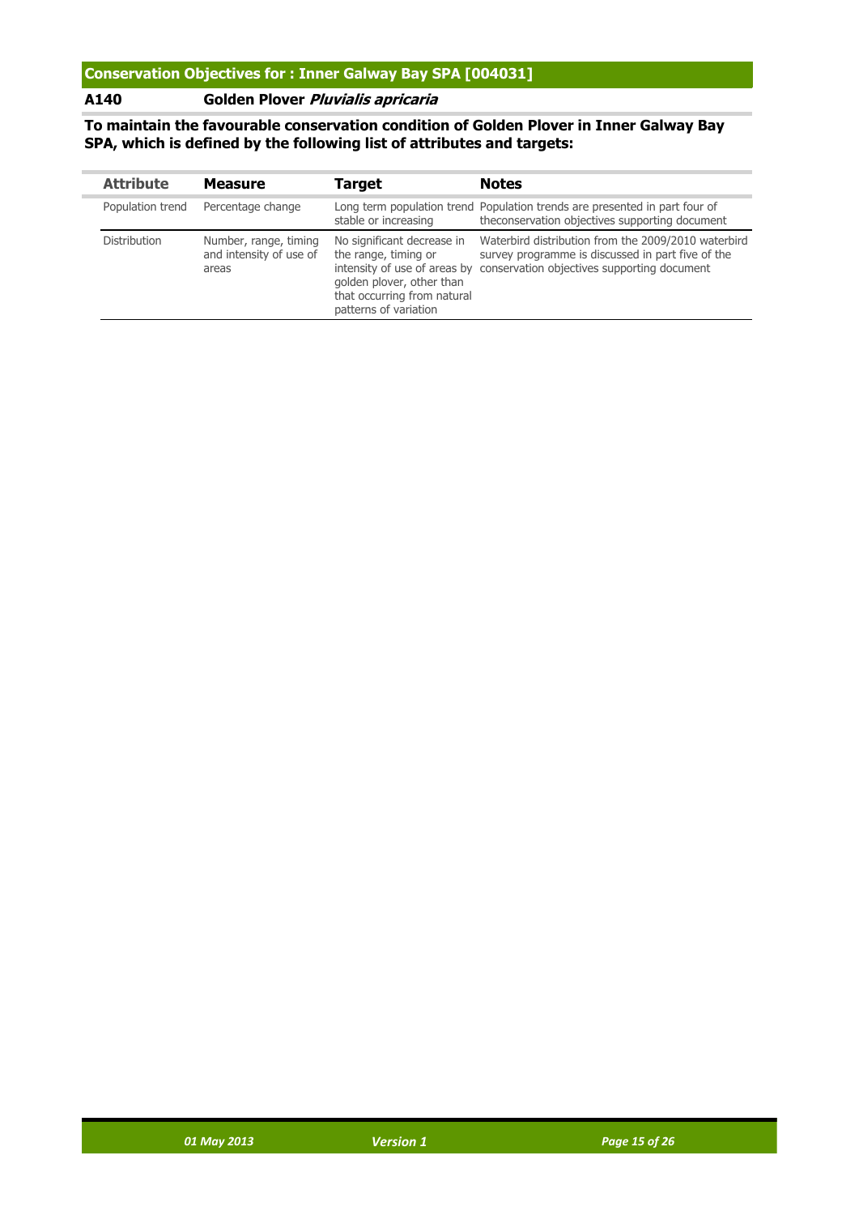## Conservation Objectives for : Inner Galway Bay SPA [004031]

### A140 Golden Plover *Pluvialis apricaria*

**To maintain the favourable conservation condition of Golden Plover in Inner Galway Bay SPA, which is defined by the following list of attributes and targets:**

| Attribute | Measure | Target | Notes |
|---|---|---|---|
| Population trend | Percentage change | Long term population trend stable or increasing | Population trends are presented in part four of theconservation objectives supporting document |
| Distribution | Number, range, timing and intensity of use of areas | No significant decrease in the range, timing or intensity of use of areas by golden plover, other than that occurring from natural patterns of variation | Waterbird distribution from the 2009/2010 waterbird survey programme is discussed in part five of the conservation objectives supporting document |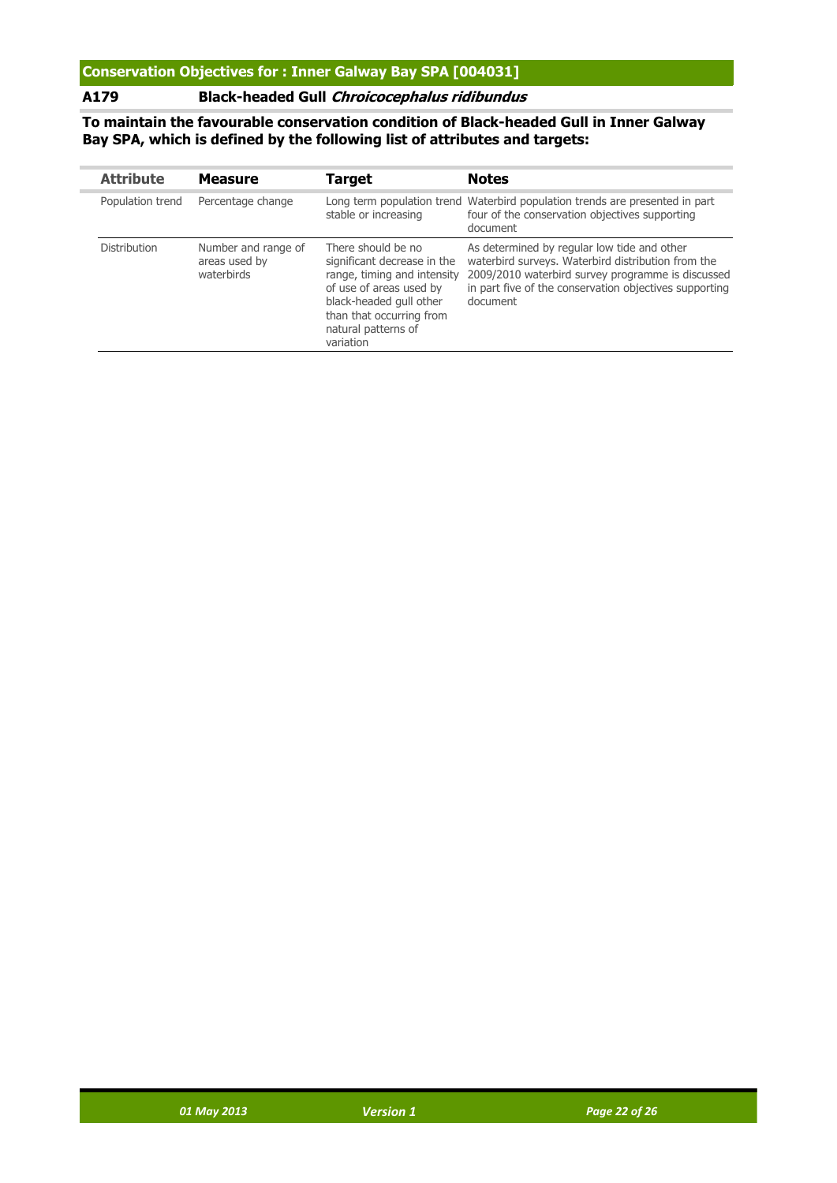## Conservation Objectives for : Inner Galway Bay SPA [004031]

### A179 Black-headed Gull *Chroicocephalus ridibundus*

**To maintain the favourable conservation condition of Black-headed Gull in Inner Galway Bay SPA, which is defined by the following list of attributes and targets:**

| Attribute | Measure | Target | Notes |
|---|---|---|---|
| Population trend | Percentage change | Long term population trend stable or increasing | Waterbird population trends are presented in part four of the conservation objectives supporting document |
| Distribution | Number and range of areas used by waterbirds | There should be no significant decrease in the range, timing and intensity of use of areas used by black-headed gull other than that occurring from natural patterns of variation | As determined by regular low tide and other waterbird surveys. Waterbird distribution from the 2009/2010 waterbird survey programme is discussed in part five of the conservation objectives supporting document |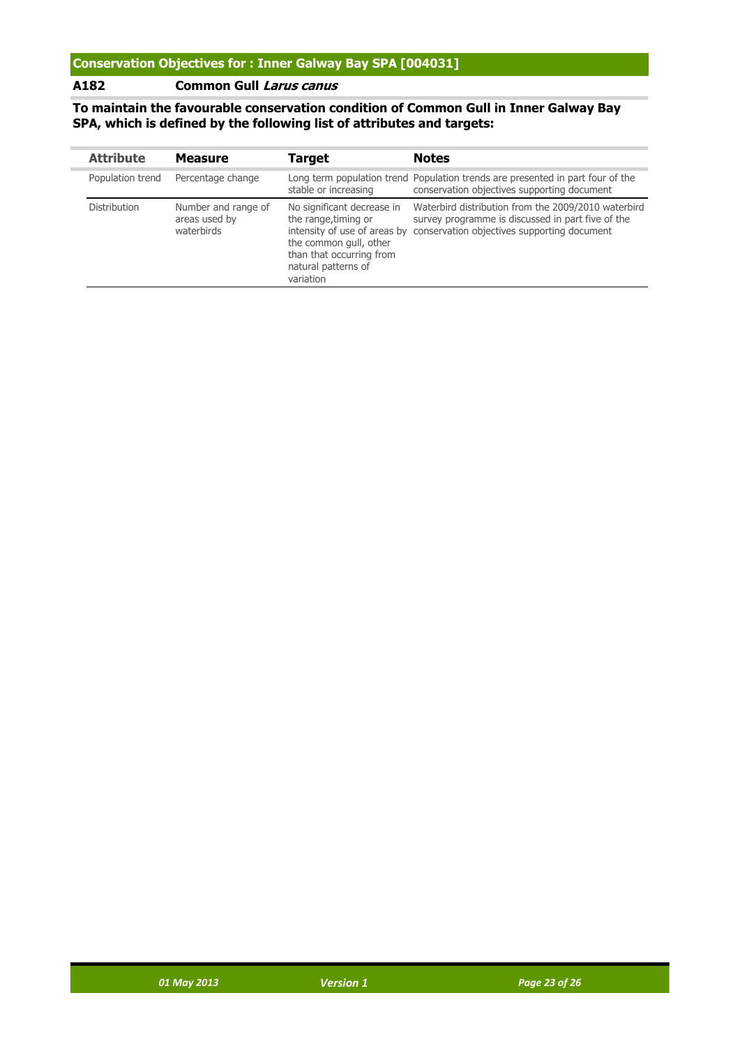## Conservation Objectives for : Inner Galway Bay SPA [004031]

### A182 Common Gull *Larus canus*

**To maintain the favourable conservation condition of Common Gull in Inner Galway Bay SPA, which is defined by the following list of attributes and targets:**

| Attribute | Measure | Target | Notes |
|---|---|---|---|
| Population trend | Percentage change | Long term population trend stable or increasing | Population trends are presented in part four of the conservation objectives supporting document |
| Distribution | Number and range of areas used by waterbirds | No significant decrease in the range,timing or intensity of use of areas by the common gull, other than that occurring from natural patterns of variation | Waterbird distribution from the 2009/2010 waterbird survey programme is discussed in part five of the conservation objectives supporting document |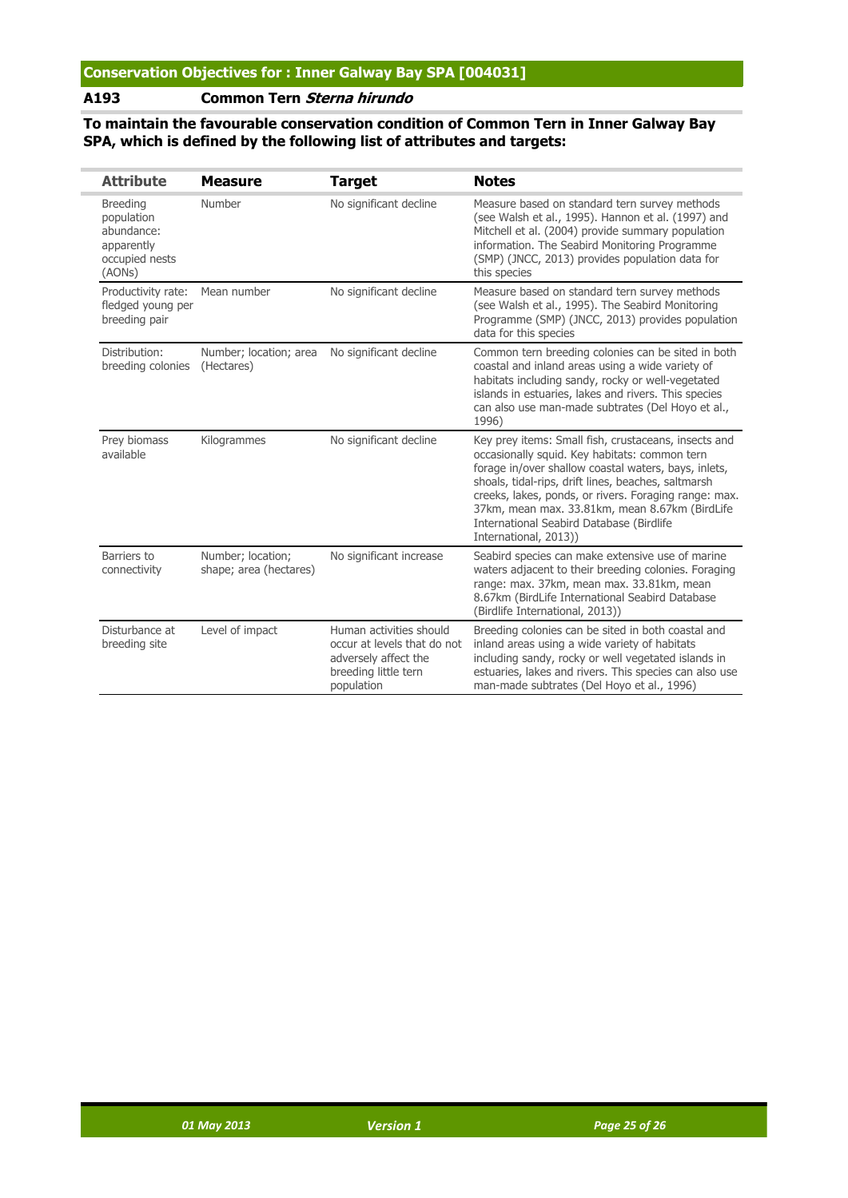## Conservation Objectives for : Inner Galway Bay SPA [004031]

### A193 Common Tern *Sterna hirundo*

**To maintain the favourable conservation condition of Common Tern in Inner Galway Bay SPA, which is defined by the following list of attributes and targets:**

| Attribute | Measure | Target | Notes |
|---|---|---|---|
| Breeding population abundance: apparently occupied nests (AONs) | Number | No significant decline | Measure based on standard tern survey methods (see Walsh et al., 1995). Hannon et al. (1997) and Mitchell et al. (2004) provide summary population information. The Seabird Monitoring Programme (SMP) (JNCC, 2013) provides population data for this species |
| Productivity rate: fledged young per breeding pair | Mean number | No significant decline | Measure based on standard tern survey methods (see Walsh et al., 1995). The Seabird Monitoring Programme (SMP) (JNCC, 2013) provides population data for this species |
| Distribution: breeding colonies | Number; location; area (Hectares) | No significant decline | Common tern breeding colonies can be sited in both coastal and inland areas using a wide variety of habitats including sandy, rocky or well-vegetated islands in estuaries, lakes and rivers. This species can also use man-made subtrates (Del Hoyo et al., 1996) |
| Prey biomass available | Kilogrammes | No significant decline | Key prey items: Small fish, crustaceans, insects and occasionally squid. Key habitats: common tern forage in/over shallow coastal waters, bays, inlets, shoals, tidal-rips, drift lines, beaches, saltmarsh creeks, lakes, ponds, or rivers. Foraging range: max. 37km, mean max. 33.81km, mean 8.67km (BirdLife International Seabird Database (Birdlife International, 2013)) |
| Barriers to connectivity | Number; location; shape; area (hectares) | No significant increase | Seabird species can make extensive use of marine waters adjacent to their breeding colonies. Foraging range: max. 37km, mean max. 33.81km, mean 8.67km (BirdLife International Seabird Database (Birdlife International, 2013)) |
| Disturbance at breeding site | Level of impact | Human activities should occur at levels that do not adversely affect the breeding little tern population | Breeding colonies can be sited in both coastal and inland areas using a wide variety of habitats including sandy, rocky or well vegetated islands in estuaries, lakes and rivers. This species can also use man-made subtrates (Del Hoyo et al., 1996) |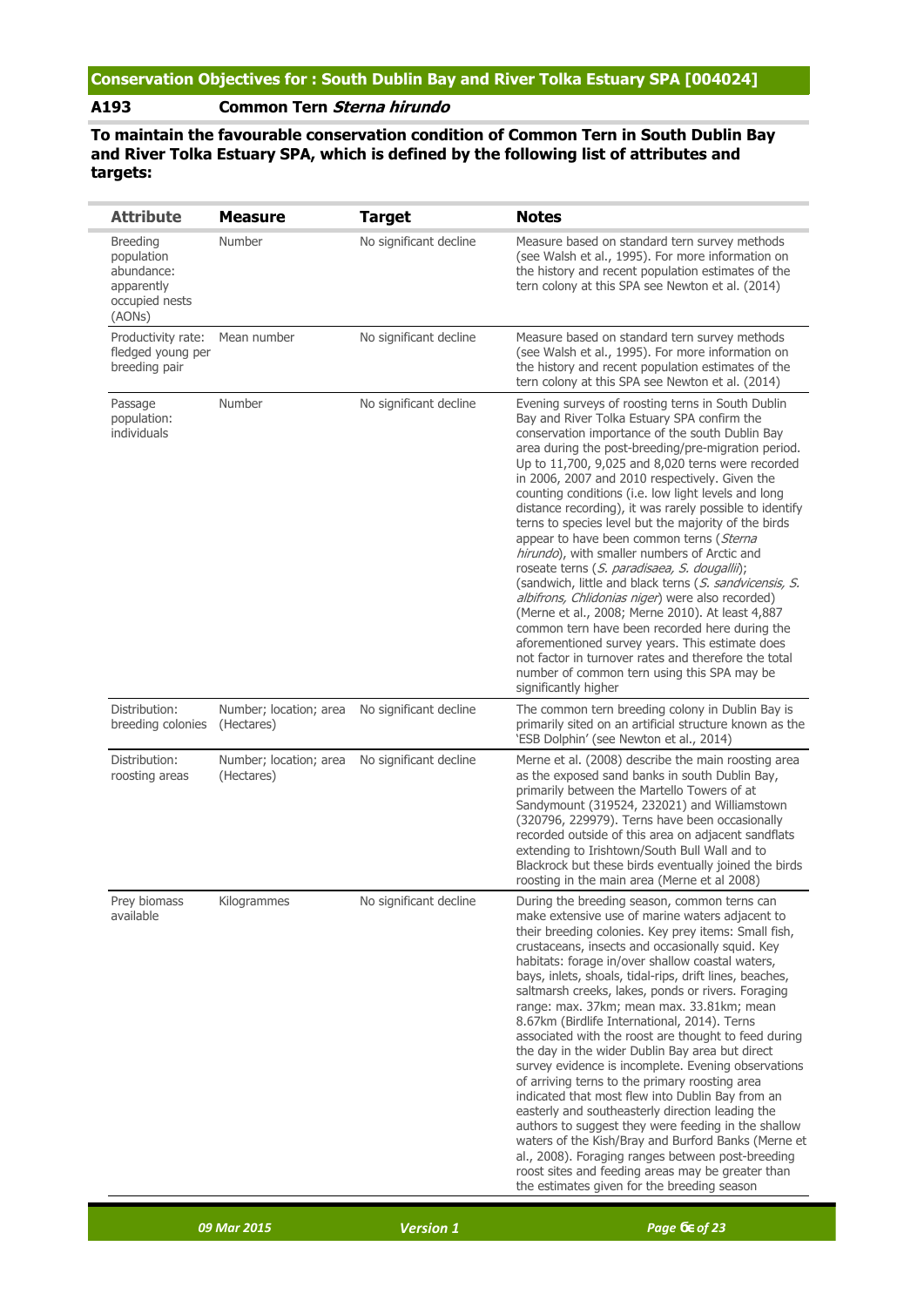## Conservation Objectives for : South Dublin Bay and River Tolka Estuary SPA [004024]

### A193 Common Tern *Sterna hirundo*

**To maintain the favourable conservation condition of Common Tern in South Dublin Bay and River Tolka Estuary SPA, which is defined by the following list of attributes and targets:**

| Attribute | Measure | Target | Notes |
|---|---|---|---|
| Breeding population abundance: apparently occupied nests (AONs) | Number | No significant decline | Measure based on standard tern survey methods (see Walsh et al., 1995). For more information on the history and recent population estimates of the tern colony at this SPA see Newton et al. (2014) |
| Productivity rate: fledged young per breeding pair | Mean number | No significant decline | Measure based on standard tern survey methods (see Walsh et al., 1995). For more information on the history and recent population estimates of the tern colony at this SPA see Newton et al. (2014) |
| Passage population: individuals | Number | No significant decline | Evening surveys of roosting terns in South Dublin Bay and River Tolka Estuary SPA confirm the conservation importance of the south Dublin Bay area during the post-breeding/pre-migration period. Up to 11,700, 9,025 and 8,020 terns were recorded in 2006, 2007 and 2010 respectively. Given the counting conditions (i.e. low light levels and long distance recording), it was rarely possible to identify terns to species level but the majority of the birds appear to have been common terns (*Sterna hirundo*), with smaller numbers of Arctic and roseate terns (*S. paradisaea, S. dougallii*); (sandwich, little and black terns (*S. sandvicensis, S. albifrons, Chlidonias niger*) were also recorded) (Merne et al., 2008; Merne 2010). At least 4,887 common tern have been recorded here during the aforementioned survey years. This estimate does not factor in turnover rates and therefore the total number of common tern using this SPA may be significantly higher |
| Distribution: breeding colonies | Number; location; area (Hectares) | No significant decline | The common tern breeding colony in Dublin Bay is primarily sited on an artificial structure known as the 'ESB Dolphin' (see Newton et al., 2014) |
| Distribution: roosting areas | Number; location; area (Hectares) | No significant decline | Merne et al. (2008) describe the main roosting area as the exposed sand banks in south Dublin Bay, primarily between the Martello Towers at Sandymount (319524, 232021) and Williamstown (320796, 229979). Terns have been occasionally recorded outside of this area on adjacent sandflats extending to Irishtown/South Bull Wall and to Blackrock but these birds eventually joined the birds roosting in the main area (Merne et al 2008) |
| Prey biomass available | Kilogrammes | No significant decline | During the breeding season, common terns can make extensive use of marine waters adjacent to their breeding colonies. Key prey items: Small fish, crustaceans, insects and occasionally squid. Key habitats: forage in/over shallow coastal waters, bays, inlets, shoals, tidal-rips, drift lines, beaches, saltmarsh creeks, lakes, ponds or rivers. Foraging range: max. 37km; mean max. 33.81km; mean 8.67km (Birdlife International, 2014). Terns associated with the roost are thought to feed during the day in the wider Dublin Bay area but direct survey evidence is incomplete. Evening observations of arriving terns to the primary roosting area indicated that most flew into Dublin Bay from an easterly and southeasterly direction leading the authors to suggest they were feeding in the shallow waters of the Kish/Bray and Burford Banks (Merne et al., 2008). Foraging ranges between post-breeding roost sites and feeding areas may be greater than the estimates given for the breeding season |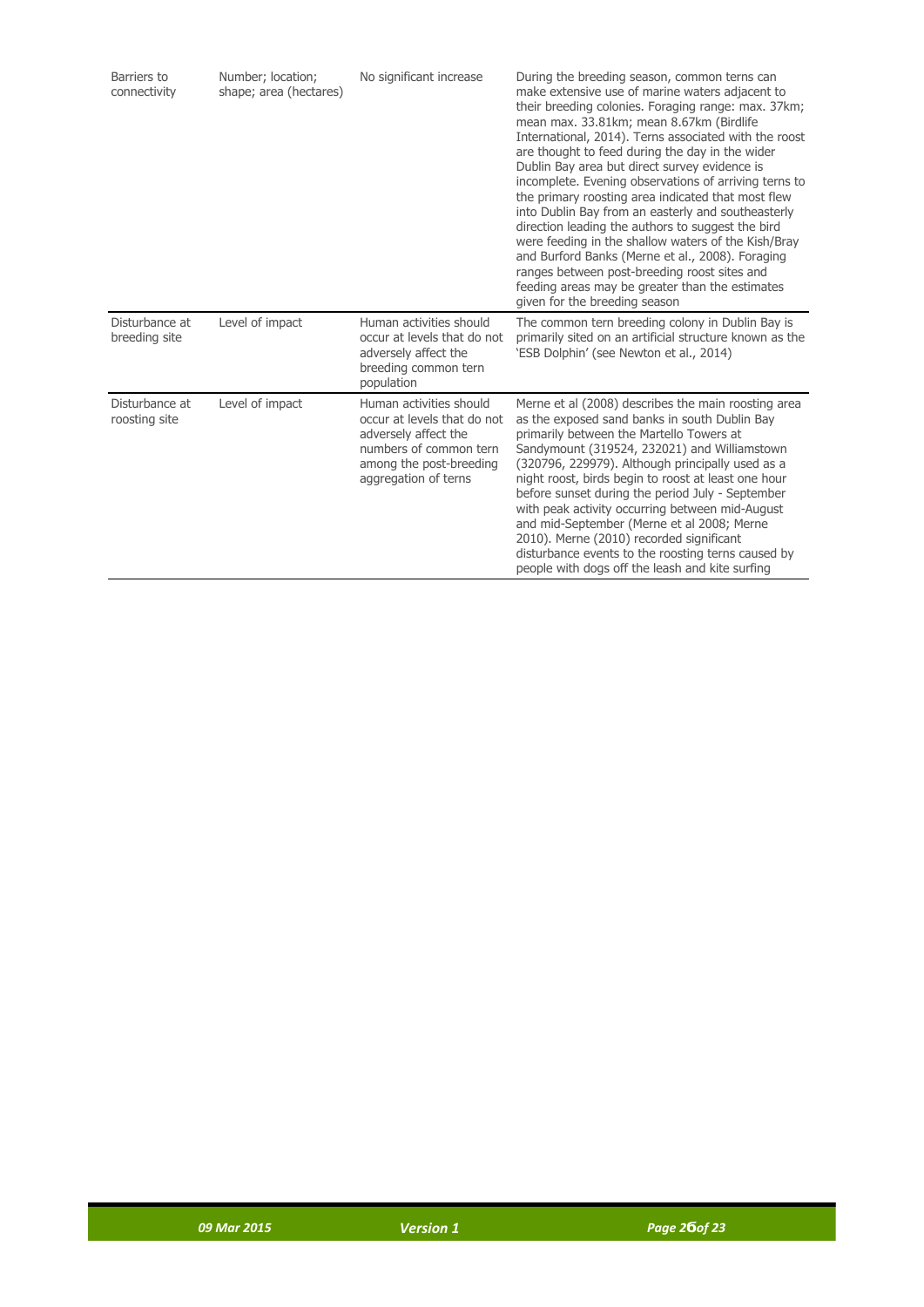| | | | |
|---|---|---|---|
| Barriers to connectivity | Number; location; shape; area (hectares) | No significant increase | During the breeding season, common terns can make extensive use of marine waters adjacent to their breeding colonies. Foraging range: max. 37km; mean max. 33.81km; mean 8.67km (Birdlife International, 2014). Terns associated with the roost are thought to feed during the day in the wider Dublin Bay area but direct survey evidence is incomplete. Evening observations of arriving terns to the primary roosting area indicated that most flew into Dublin Bay from an easterly and southeasterly direction leading the authors to suggest the bird were feeding in the shallow waters of the Kish/Bray and Burford Banks (Merne et al., 2008). Foraging ranges between post-breeding roost sites and feeding areas may be greater than the estimates given for the breeding season |
| Disturbance at breeding site | Level of impact | Human activities should occur at levels that do not adversely affect the breeding common tern population | The common tern breeding colony in Dublin Bay is primarily sited on an artificial structure known as the 'ESB Dolphin' (see Newton et al., 2014) |
| Disturbance at roosting site | Level of impact | Human activities should occur at levels that do not adversely affect the numbers of common tern among the post-breeding aggregation of terns | Merne et al (2008) describes the main roosting area as the exposed sand banks in south Dublin Bay primarily between the Martello Towers at Sandymount (319524, 232021) and Williamstown (320796, 229979). Although principally used as a night roost, birds begin to roost at least one hour before sunset during the period July - September with peak activity occurring between mid-August and mid-September (Merne et al 2008; Merne 2010). Merne (2010) recorded significant disturbance events to the roosting terns caused by people with dogs off the leash and kite surfing |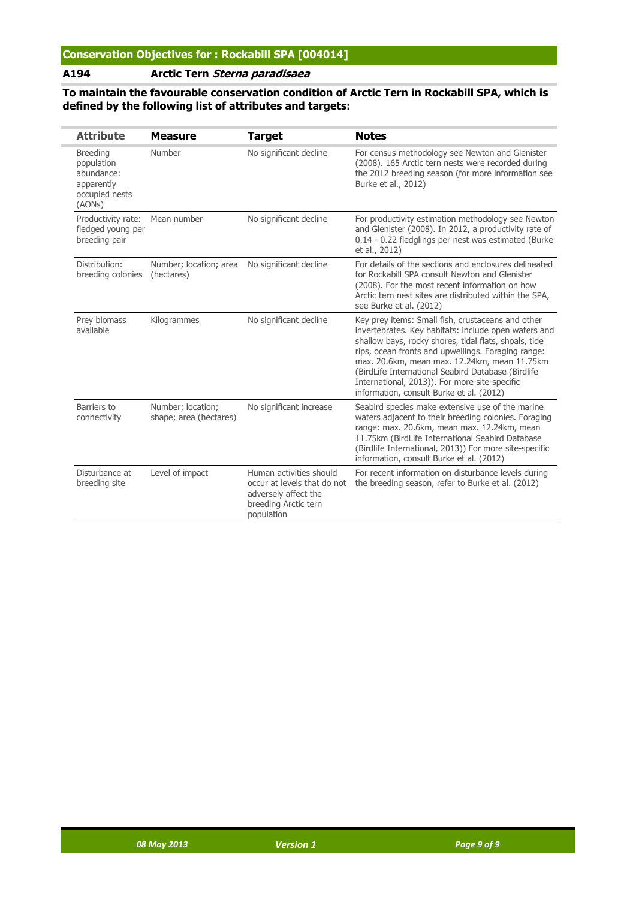## Conservation Objectives for : Rockabill SPA [004014]

### A194 Arctic Tern *Sterna paradisaea*

**To maintain the favourable conservation condition of Arctic Tern in Rockabill SPA, which is defined by the following list of attributes and targets:**

| Attribute | Measure | Target | Notes |
|---|---|---|---|
| Breeding population abundance: apparently occupied nests (AONs) | Number | No significant decline | For census methodology see Newton and Glenister (2008). 165 Arctic tern nests were recorded during the 2012 breeding season (for more information see Burke et al., 2012) |
| Productivity rate: fledged young per breeding pair | Mean number | No significant decline | For productivity estimation methodology see Newton and Glenister (2008). In 2012, a productivity rate of 0.14 - 0.22 fledglings per nest was estimated (Burke et al., 2012) |
| Distribution: breeding colonies | Number; location; area (hectares) | No significant decline | For details of the sections and enclosures delineated for Rockabill SPA consult Newton and Glenister (2008). For the most recent information on how Arctic tern nest sites are distributed within the SPA, see Burke et al. (2012) |
| Prey biomass available | Kilogrammes | No significant decline | Key prey items: Small fish, crustaceans and other invertebrates. Key habitats: include open waters and shallow bays, rocky shores, tidal flats, shoals, tide rips, ocean fronts and upwellings. Foraging range: max. 20.6km, mean max. 12.24km, mean 11.75km (BirdLife International Seabird Database (Birdlife International, 2013)). For more site-specific information, consult Burke et al. (2012) |
| Barriers to connectivity | Number; location; shape; area (hectares) | No significant increase | Seabird species make extensive use of the marine waters adjacent to their breeding colonies. Foraging range: max. 20.6km, mean max. 12.24km, mean 11.75km (BirdLife International Seabird Database (Birdlife International, 2013)) For more site-specific information, consult Burke et al. (2012) |
| Disturbance at breeding site | Level of impact | Human activities should occur at levels that do not adversely affect the breeding Arctic tern population | For recent information on disturbance levels during the breeding season, refer to Burke et al. (2012) |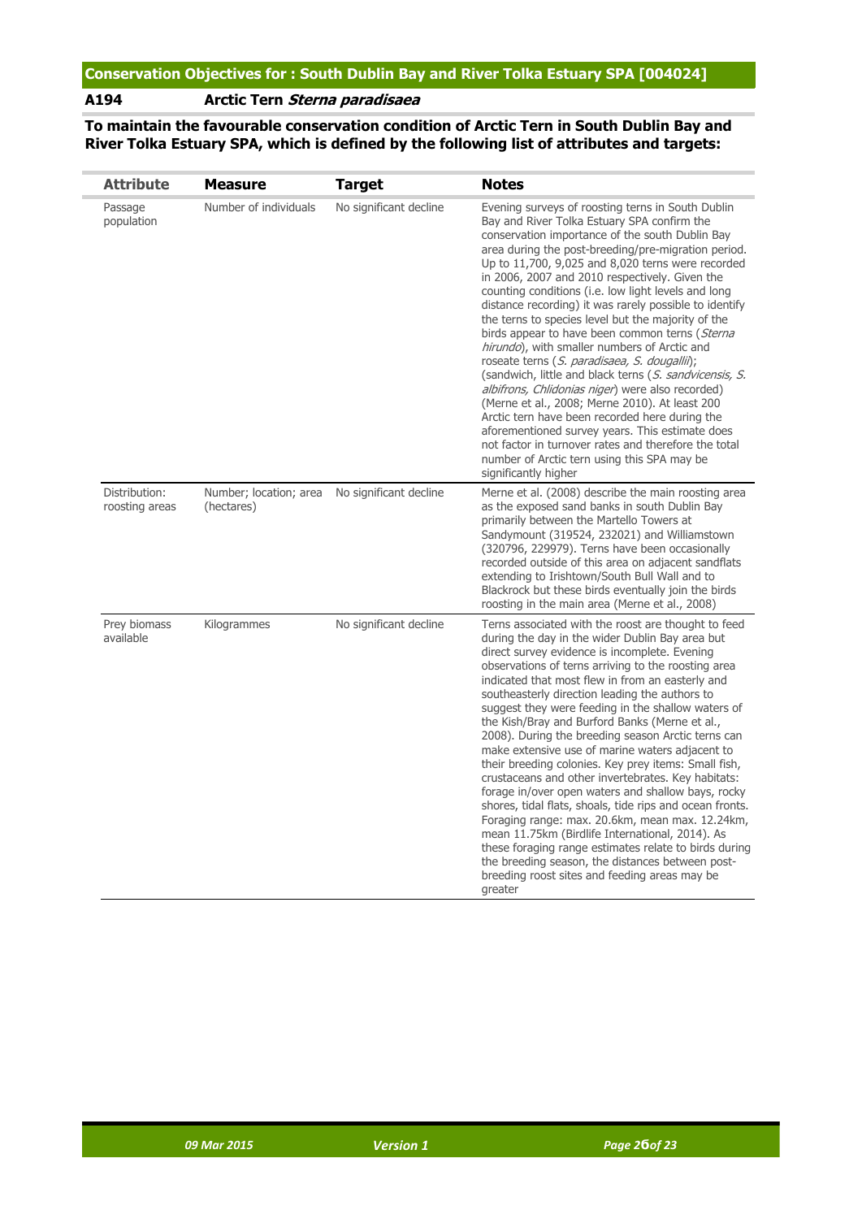## Conservation Objectives for : South Dublin Bay and River Tolka Estuary SPA [004024]

### A194 Arctic Tern *Sterna paradisaea*

**To maintain the favourable conservation condition of Arctic Tern in South Dublin Bay and River Tolka Estuary SPA, which is defined by the following list of attributes and targets:**

| Attribute | Measure | Target | Notes |
|---|---|---|---|
| Passage population | Number of individuals | No significant decline | Evening surveys of roosting terns in South Dublin Bay and River Tolka Estuary SPA confirm the conservation importance of the south Dublin Bay area during the post-breeding/pre-migration period. Up to 11,700, 9,025 and 8,020 terns were recorded in 2006, 2007 and 2010 respectively. Given the counting conditions (i.e. low light levels and long distance recording) it was rarely possible to identify the terns to species level but the majority of the birds appear to have been common terns (*Sterna hirundo*), with smaller numbers of Arctic and roseate terns (*S. paradisaea, S. dougallii*); (sandwich, little and black terns (*S. sandvicensis, S. albifrons, Chlidonias niger*) were also recorded) (Merne et al., 2008; Merne 2010). At least 200 Arctic tern have been recorded here during the aforementioned survey years. This estimate does not factor in turnover rates and therefore the total number of Arctic tern using this SPA may be significantly higher |
| Distribution: roosting areas | Number; location; area (hectares) | No significant decline | Merne et al. (2008) describe the main roosting area as the exposed sand banks in south Dublin Bay primarily between the Martello Towers at Sandymount (319524, 232021) and Williamstown (320796, 229979). Terns have been occasionally recorded outside of this area on adjacent sandflats extending to Irishtown/South Bull Wall and to Blackrock but these birds eventually join the birds roosting in the main area (Merne et al., 2008) |
| Prey biomass available | Kilogrammes | No significant decline | Terns associated with the roost are thought to feed during the day in the wider Dublin Bay area but direct survey evidence is incomplete. Evening observations of terns arriving to the roosting area indicated that most flew in from an easterly and southeasterly direction leading the authors to suggest they were feeding in the shallow waters of the Kish/Bray and Burford Banks (Merne et al., 2008). During the breeding season Arctic terns can make extensive use of marine waters adjacent to their breeding colonies. Key prey items: Small fish, crustaceans and other invertebrates. Key habitats: forage in/over open waters and shallow bays, rocky shores, tidal flats, shoals, tide rips and ocean fronts. Foraging range: max. 20.6km, mean max. 12.24km, mean 11.75km (Birdlife International, 2014). As these foraging range estimates relate to birds during the breeding season, the distances between post-breeding roost sites and feeding areas may be greater |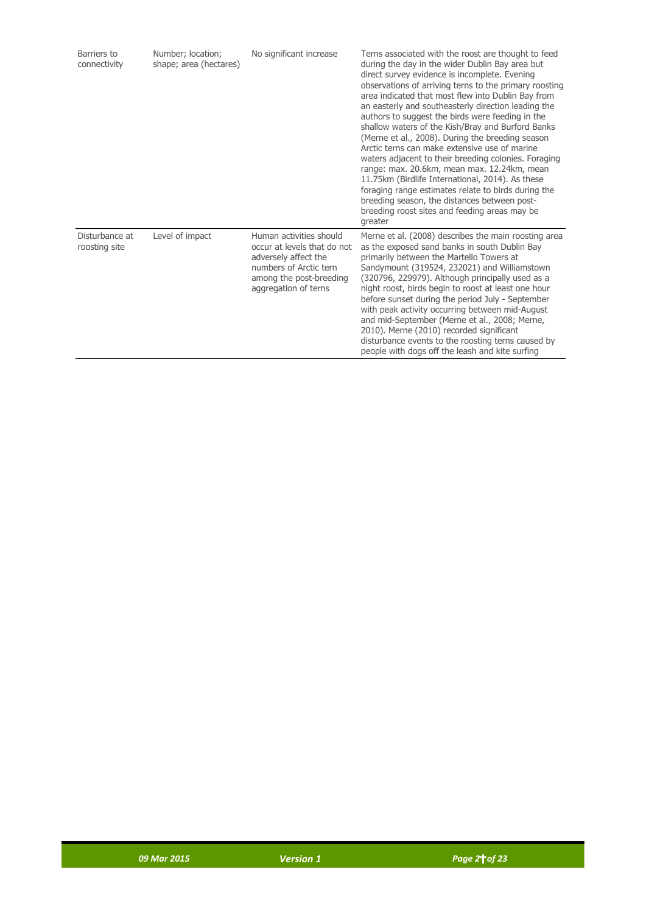| | | | |
|---|---|---|---|
| Barriers to connectivity | Number; location; shape; area (hectares) | No significant increase | Terns associated with the roost are thought to feed during the day in the wider Dublin Bay area but direct survey evidence is incomplete. Evening observations of arriving terns to the primary roosting area indicated that most flew into Dublin Bay from an easterly and southeasterly direction leading the authors to suggest the birds were feeding in the shallow waters of the Kish/Bray and Burford Banks (Merne et al., 2008). During the breeding season Arctic terns can make extensive use of marine waters adjacent to their breeding colonies. Foraging range: max. 20.6km, mean max. 12.24km, mean 11.75km (Birdlife International, 2014). As these foraging range estimates relate to birds during the breeding season, the distances between post-breeding roost sites and feeding areas may be greater |
| Disturbance at roosting site | Level of impact | Human activities should occur at levels that do not adversely affect the numbers of Arctic tern among the post-breeding aggregation of terns | Merne et al. (2008) describes the main roosting area as the exposed sand banks in south Dublin Bay primarily between the Martello Towers at Sandymount (319524, 232021) and Williamstown (320796, 229979). Although principally used as a night roost, birds begin to roost at least one hour before sunset during the period July - September with peak activity occurring between mid-August and mid-September (Merne et al., 2008; Merne, 2010). Merne (2010) recorded significant disturbance events to the roosting terns caused by people with dogs off the leash and kite surfing |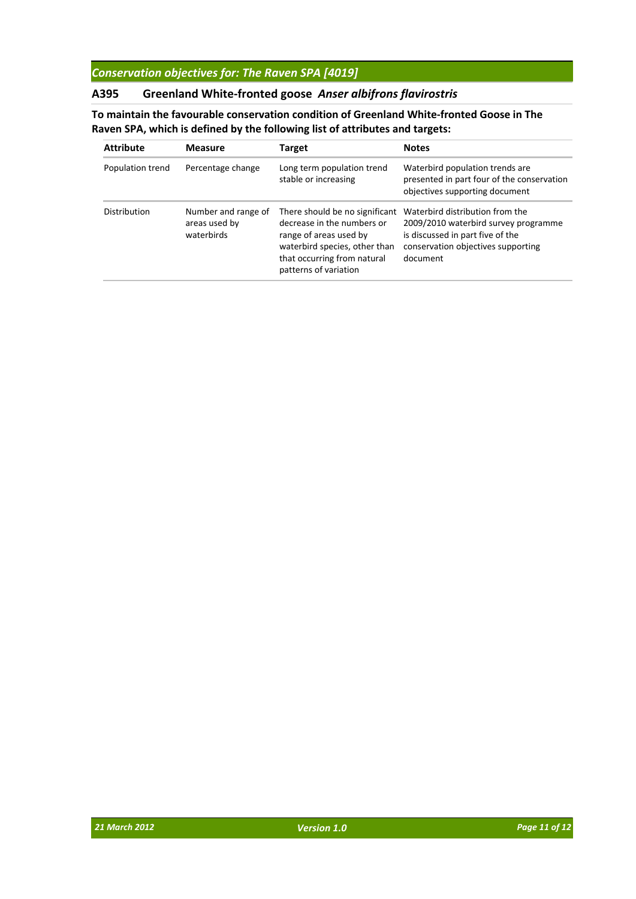## Conservation objectives for: The Raven SPA [4019]

### A395 Greenland White-fronted goose *Anser albifrons flavirostris*

**To maintain the favourable conservation condition of Greenland White-fronted Goose in The Raven SPA, which is defined by the following list of attributes and targets:**

| Attribute | Measure | Target | Notes |
|---|---|---|---|
| Population trend | Percentage change | Long term population trend stable or increasing | Waterbird population trends are presented in part four of the conservation objectives supporting document |
| Distribution | Number and range of areas used by waterbirds | There should be no significant decrease in the numbers or range of areas used by waterbird species, other than that occurring from natural patterns of variation | Waterbird distribution from the 2009/2010 waterbird survey programme is discussed in part five of the conservation objectives supporting document |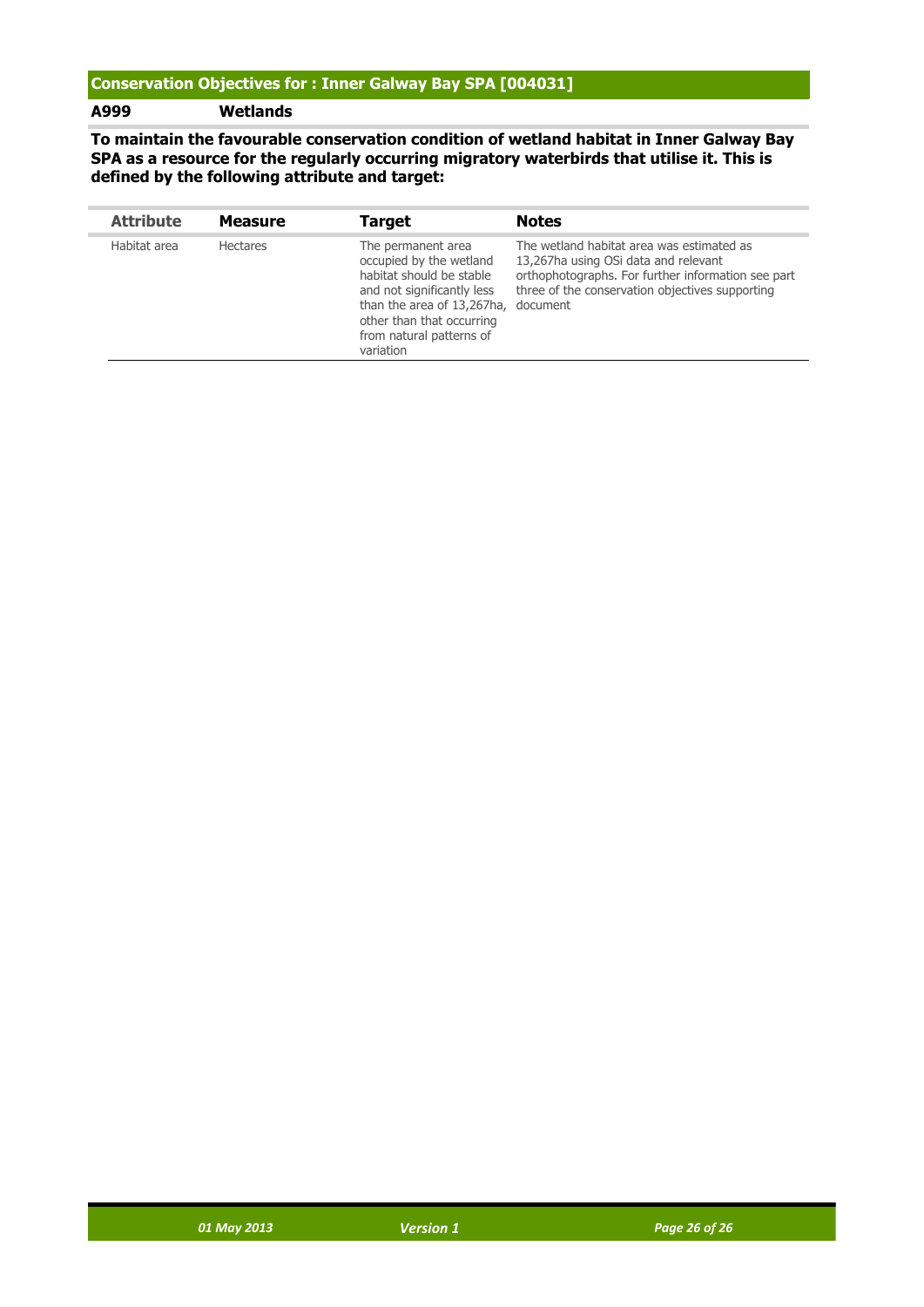## Conservation Objectives for : Inner Galway Bay SPA [004031]

### A999 Wetlands

**To maintain the favourable conservation condition of wetland habitat in Inner Galway Bay SPA as a resource for the regularly occurring migratory waterbirds that utilise it. This is defined by the following attribute and target:**

| Attribute | Measure | Target | Notes |
|---|---|---|---|
| Habitat area | Hectares | The permanent area occupied by the wetland habitat should be stable and not significantly less than the area of 13,267ha, other than that occurring from natural patterns of variation | The wetland habitat area was estimated as 13,267ha using OSi data and relevant orthophotographs. For further information see part three of the conservation objectives supporting document |